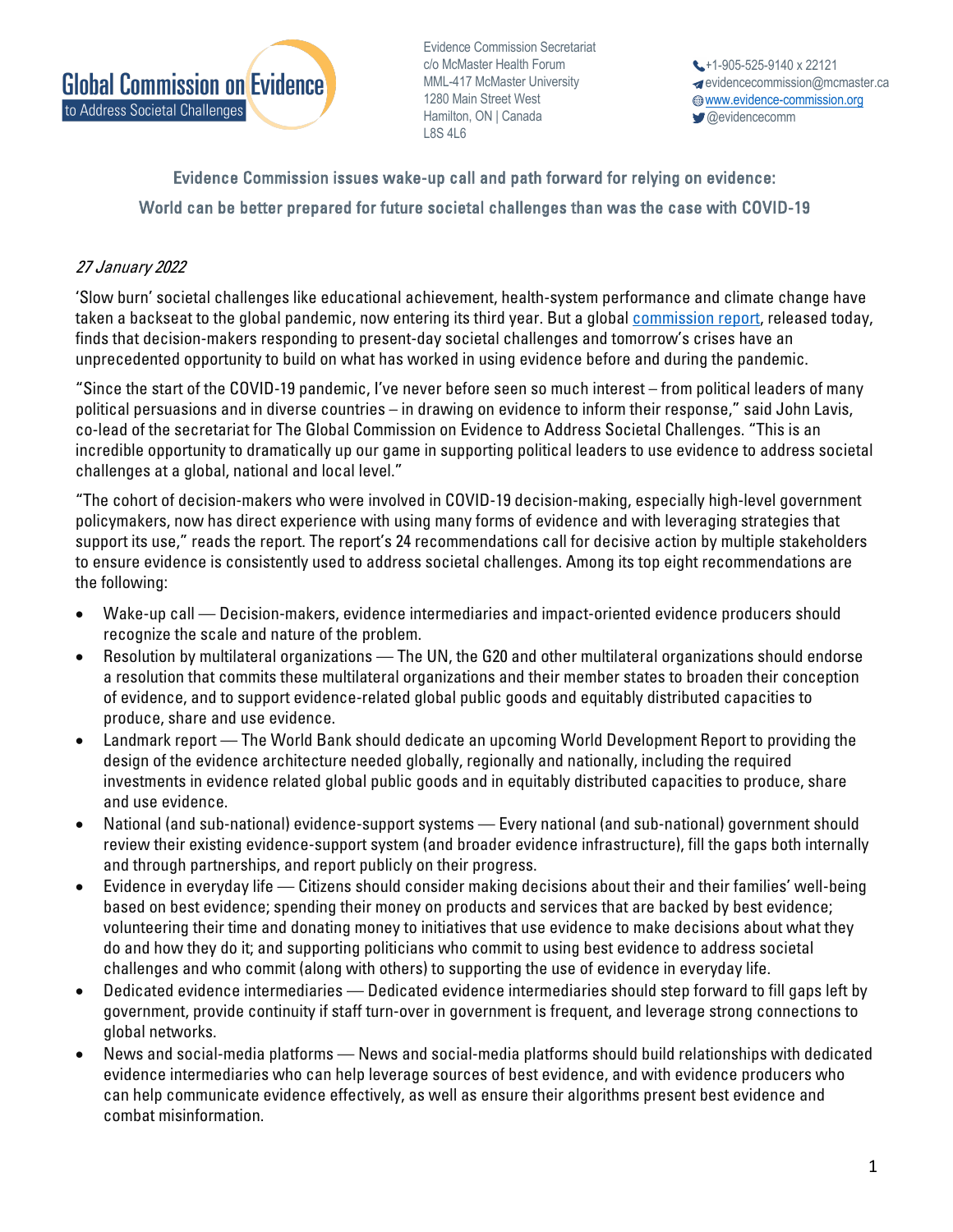Global Commission on Evidence to Address Societal Challenges

Evidence Commission Secretariat
c/o McMaster Health Forum
MML-417 McMaster University
1280 Main Street West
Hamilton, ON | Canada
L8S 4L6

+1-905-525-9140 x 22121
evidencecommission@mcmaster.ca
www.evidence-commission.org
@evidencecomm

## Evidence Commission issues wake-up call and path forward for relying on evidence: World can be better prepared for future societal challenges than was the case with COVID-19

*27 January 2022*

'Slow burn' societal challenges like educational achievement, health-system performance and climate change have taken a backseat to the global pandemic, now entering its third year. But a global commission report, released today, finds that decision-makers responding to present-day societal challenges and tomorrow's crises have an unprecedented opportunity to build on what has worked in using evidence before and during the pandemic.

"Since the start of the COVID-19 pandemic, I've never before seen so much interest – from political leaders of many political persuasions and in diverse countries – in drawing on evidence to inform their response," said John Lavis, co-lead of the secretariat for The Global Commission on Evidence to Address Societal Challenges. "This is an incredible opportunity to dramatically up our game in supporting political leaders to use evidence to address societal challenges at a global, national and local level."

"The cohort of decision-makers who were involved in COVID-19 decision-making, especially high-level government policymakers, now has direct experience with using many forms of evidence and with leveraging strategies that support its use," reads the report. The report's 24 recommendations call for decisive action by multiple stakeholders to ensure evidence is consistently used to address societal challenges. Among its top eight recommendations are the following:

- Wake-up call — Decision-makers, evidence intermediaries and impact-oriented evidence producers should recognize the scale and nature of the problem.
- Resolution by multilateral organizations — The UN, the G20 and other multilateral organizations should endorse a resolution that commits these multilateral organizations and their member states to broaden their conception of evidence, and to support evidence-related global public goods and equitably distributed capacities to produce, share and use evidence.
- Landmark report — The World Bank should dedicate an upcoming World Development Report to providing the design of the evidence architecture needed globally, regionally and nationally, including the required investments in evidence related global public goods and in equitably distributed capacities to produce, share and use evidence.
- National (and sub-national) evidence-support systems — Every national (and sub-national) government should review their existing evidence-support system (and broader evidence infrastructure), fill the gaps both internally and through partnerships, and report publicly on their progress.
- Evidence in everyday life — Citizens should consider making decisions about their and their families' well-being based on best evidence; spending their money on products and services that are backed by best evidence; volunteering their time and donating money to initiatives that use evidence to make decisions about what they do and how they do it; and supporting politicians who commit to using best evidence to address societal challenges and who commit (along with others) to supporting the use of evidence in everyday life.
- Dedicated evidence intermediaries — Dedicated evidence intermediaries should step forward to fill gaps left by government, provide continuity if staff turn-over in government is frequent, and leverage strong connections to global networks.
- News and social-media platforms — News and social-media platforms should build relationships with dedicated evidence intermediaries who can help leverage sources of best evidence, and with evidence producers who can help communicate evidence effectively, as well as ensure their algorithms present best evidence and combat misinformation.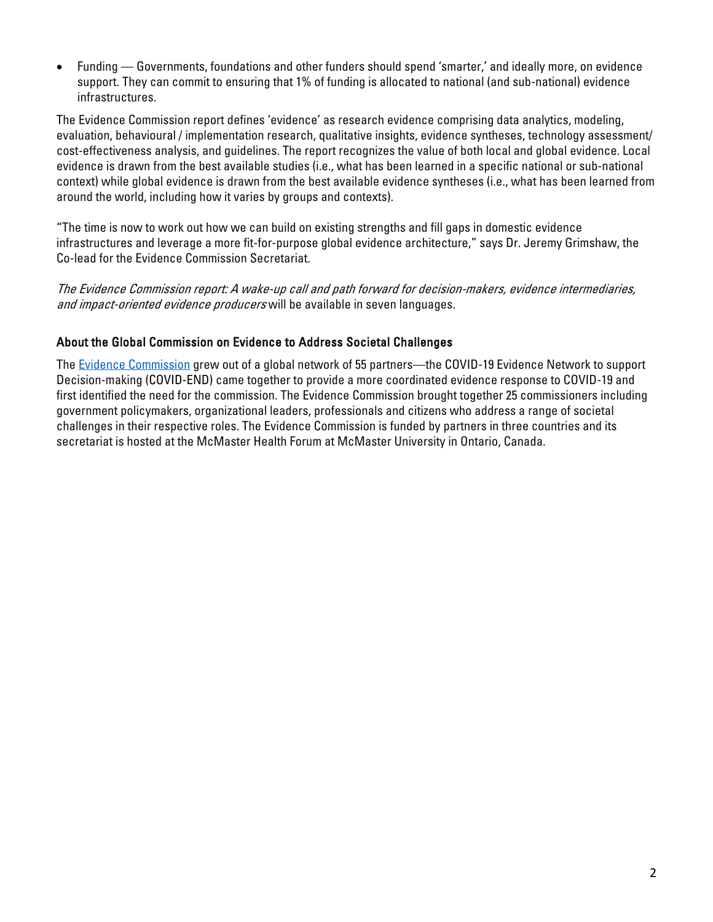- Funding — Governments, foundations and other funders should spend 'smarter,' and ideally more, on evidence support. They can commit to ensuring that 1% of funding is allocated to national (and sub-national) evidence infrastructures.

The Evidence Commission report defines 'evidence' as research evidence comprising data analytics, modeling, evaluation, behavioural / implementation research, qualitative insights, evidence syntheses, technology assessment/ cost-effectiveness analysis, and guidelines. The report recognizes the value of both local and global evidence. Local evidence is drawn from the best available studies (i.e., what has been learned in a specific national or sub-national context) while global evidence is drawn from the best available evidence syntheses (i.e., what has been learned from around the world, including how it varies by groups and contexts).

"The time is now to work out how we can build on existing strengths and fill gaps in domestic evidence infrastructures and leverage a more fit-for-purpose global evidence architecture," says Dr. Jeremy Grimshaw, the Co-lead for the Evidence Commission Secretariat.

*The Evidence Commission report: A wake-up call and path forward for decision-makers, evidence intermediaries, and impact-oriented evidence producers* will be available in seven languages.

### About the Global Commission on Evidence to Address Societal Challenges

The Evidence Commission grew out of a global network of 55 partners—the COVID-19 Evidence Network to support Decision-making (COVID-END) came together to provide a more coordinated evidence response to COVID-19 and first identified the need for the commission. The Evidence Commission brought together 25 commissioners including government policymakers, organizational leaders, professionals and citizens who address a range of societal challenges in their respective roles. The Evidence Commission is funded by partners in three countries and its secretariat is hosted at the McMaster Health Forum at McMaster University in Ontario, Canada.